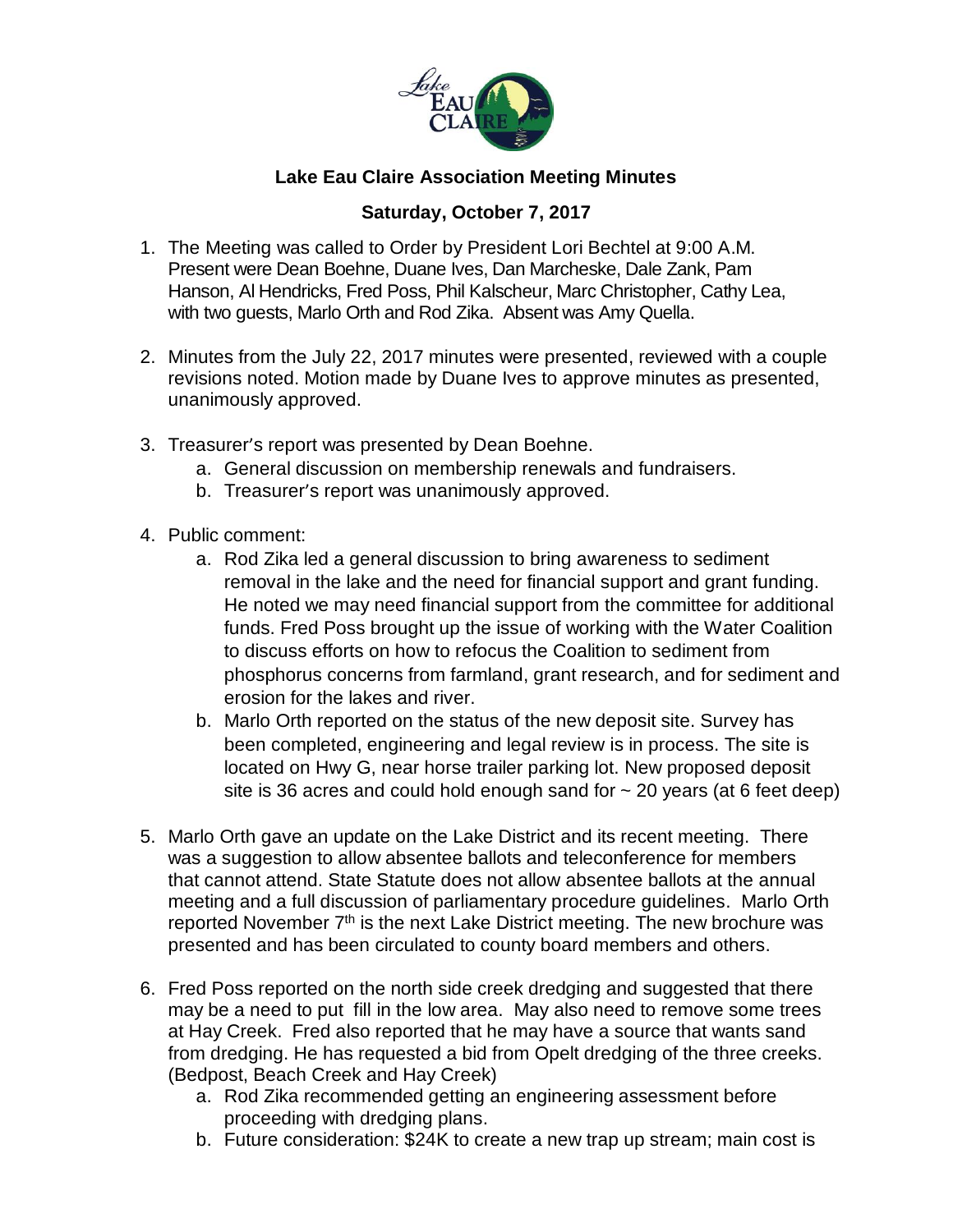**Lake Eau Claire Association Meeting Minutes**

**Saturday, October 7, 2017**

1. The Meeting was called to Order by President Lori Bechtel at 9:00 A.M. Present were Dean Boehne, Duane Ives, Dan Marcheske, Dale Zank, Pam Hanson, Al Hendricks, Fred Poss, Phil Kalscheur, Marc Christopher, Cathy Lea, with two guests, Marlo Orth and Rod Zika. Absent was Amy Quella.

2. Minutes from the July 22, 2017 minutes were presented, reviewed with a couple revisions noted. Motion made by Duane Ives to approve minutes as presented, unanimously approved.

3. Treasurer's report was presented by Dean Boehne.
   a. General discussion on membership renewals and fundraisers.
   b. Treasurer's report was unanimously approved.

4. Public comment:
   a. Rod Zika led a general discussion to bring awareness to sediment removal in the lake and the need for financial support and grant funding. He noted we may need financial support from the committee for additional funds. Fred Poss brought up the issue of working with the Water Coalition to discuss efforts on how to refocus the Coalition to sediment from phosphorus concerns from farmland, grant research, and for sediment and erosion for the lakes and river.
   b. Marlo Orth reported on the status of the new deposit site. Survey has been completed, engineering and legal review is in process. The site is located on Hwy G, near horse trailer parking lot. New proposed deposit site is 36 acres and could hold enough sand for ~ 20 years (at 6 feet deep)

5. Marlo Orth gave an update on the Lake District and its recent meeting. There was a suggestion to allow absentee ballots and teleconference for members that cannot attend. State Statute does not allow absentee ballots at the annual meeting and a full discussion of parliamentary procedure guidelines. Marlo Orth reported November 7th is the next Lake District meeting. The new brochure was presented and has been circulated to county board members and others.

6. Fred Poss reported on the north side creek dredging and suggested that there may be a need to put fill in the low area. May also need to remove some trees at Hay Creek. Fred also reported that he may have a source that wants sand from dredging. He has requested a bid from Opelt dredging of the three creeks. (Bedpost, Beach Creek and Hay Creek)
   a. Rod Zika recommended getting an engineering assessment before proceeding with dredging plans.
   b. Future consideration: $24K to create a new trap up stream; main cost is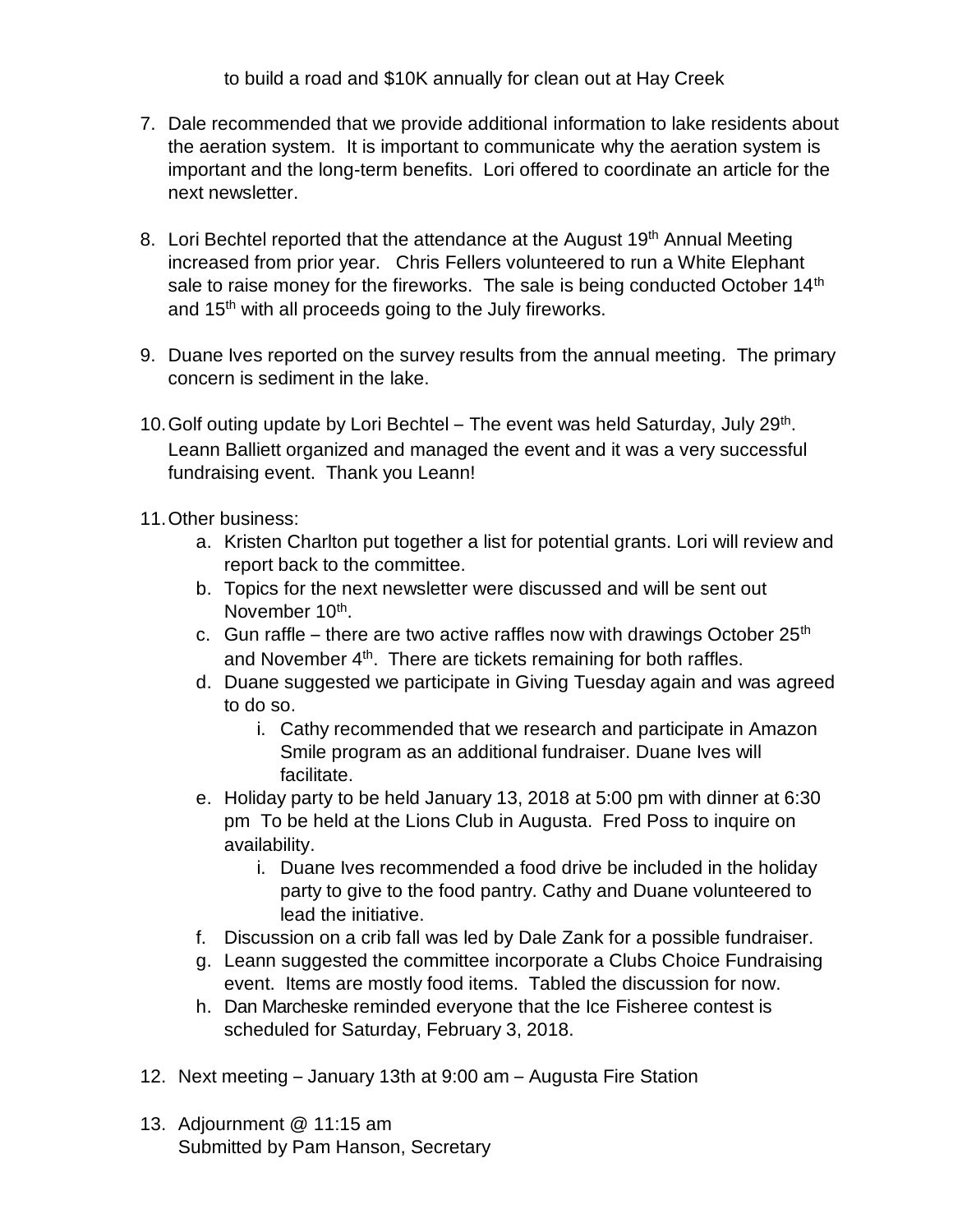to build a road and $10K annually for clean out at Hay Creek

7. Dale recommended that we provide additional information to lake residents about the aeration system. It is important to communicate why the aeration system is important and the long-term benefits. Lori offered to coordinate an article for the next newsletter.

8. Lori Bechtel reported that the attendance at the August 19th Annual Meeting increased from prior year. Chris Fellers volunteered to run a White Elephant sale to raise money for the fireworks. The sale is being conducted October 14th and 15th with all proceeds going to the July fireworks.

9. Duane Ives reported on the survey results from the annual meeting. The primary concern is sediment in the lake.

10. Golf outing update by Lori Bechtel – The event was held Saturday, July 29th. Leann Balliett organized and managed the event and it was a very successful fundraising event. Thank you Leann!

11. Other business:
    a. Kristen Charlton put together a list for potential grants. Lori will review and report back to the committee.
    b. Topics for the next newsletter were discussed and will be sent out November 10th.
    c. Gun raffle – there are two active raffles now with drawings October 25th and November 4th. There are tickets remaining for both raffles.
    d. Duane suggested we participate in Giving Tuesday again and was agreed to do so.
        i. Cathy recommended that we research and participate in Amazon Smile program as an additional fundraiser. Duane Ives will facilitate.
    e. Holiday party to be held January 13, 2018 at 5:00 pm with dinner at 6:30 pm To be held at the Lions Club in Augusta. Fred Poss to inquire on availability.
        i. Duane Ives recommended a food drive be included in the holiday party to give to the food pantry. Cathy and Duane volunteered to lead the initiative.
    f. Discussion on a crib fall was led by Dale Zank for a possible fundraiser.
    g. Leann suggested the committee incorporate a Clubs Choice Fundraising event. Items are mostly food items. Tabled the discussion for now.
    h. Dan Marcheske reminded everyone that the Ice Fisheree contest is scheduled for Saturday, February 3, 2018.

12. Next meeting – January 13th at 9:00 am – Augusta Fire Station

13. Adjournment @ 11:15 am
    Submitted by Pam Hanson, Secretary